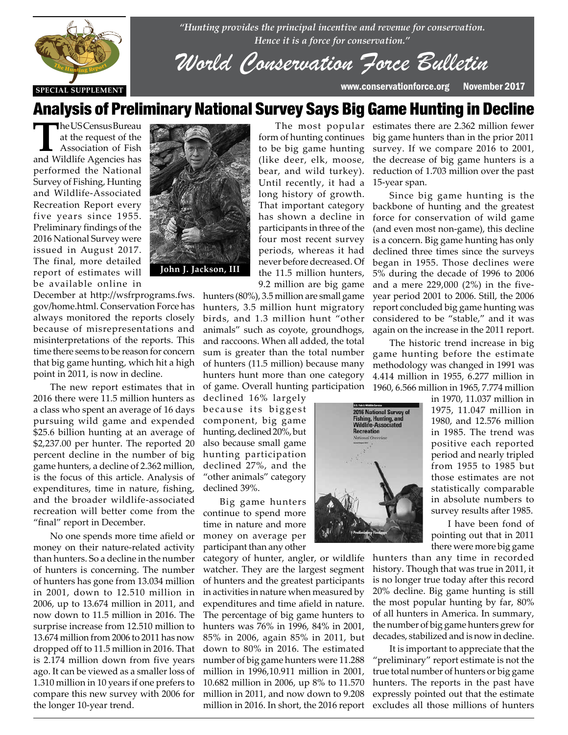*"Hunting provides the principal incentive and revenue for conservation. Hence it is a force for conservation."*

# World Conservation Force Bulletin

SPECIAL SUPPLEMENT

www.conservationforce.org November 2017

## Analysis of Preliminary National Survey Says Big Game Hunting in Decline

The US Census Bureau at the request of the Association of Fish and Wildlife Agencies has performed the National Survey of Fishing, Hunting and Wildlife-Associated Recreation Report every five years since 1955. Preliminary findings of the 2016 National Survey were issued in August 2017. The final, more detailed report of estimates will be available online in December at http://wsfrprograms.fws.gov/home.html. Conservation Force has always monitored the reports closely because of misrepresentations and misinterpretations of the reports. This time there seems to be reason for concern that big game hunting, which hit a high point in 2011, is now in decline.

**John J. Jackson, III**

The new report estimates that in 2016 there were 11.5 million hunters as a class who spent an average of 16 days pursuing wild game and expended $25.6 billion hunting at an average of $2,237.00 per hunter. The reported 20 percent decline in the number of big game hunters, a decline of 2.362 million, is the focus of this article. Analysis of expenditures, time in nature, fishing, and the broader wildlife-associated recreation will better come from the "final" report in December.

No one spends more time afield or money on their nature-related activity than hunters. So a decline in the number of hunters is concerning. The number of hunters has gone from 13.034 million in 2001, down to 12.510 million in 2006, up to 13.674 million in 2011, and now down to 11.5 million in 2016. The surprise increase from 12.510 million to 13.674 million from 2006 to 2011 has now dropped off to 11.5 million in 2016. That is 2.174 million down from five years ago. It can be viewed as a smaller loss of 1.310 million in 10 years if one prefers to compare this new survey with 2006 for the longer 10-year trend.

The most popular form of hunting continues to be big game hunting (like deer, elk, moose, bear, and wild turkey). Until recently, it had a long history of growth. That important category has shown a decline in participants in three of the four most recent survey periods, whereas it had never before decreased. Of the 11.5 million hunters, 9.2 million are big game hunters (80%), 3.5 million are small game hunters, 3.5 million hunt migratory birds, and 1.3 million hunt "other animals" such as coyote, groundhogs, and raccoons. When all added, the total sum is greater than the total number of hunters (11.5 million) because many hunters hunt more than one category of game. Overall hunting participation declined 16% largely because its biggest component, big game hunting, declined 20%, but also because small game hunting participation declined 27%, and the "other animals" category declined 39%.

Big game hunters continue to spend more time in nature and more money on average per participant than any other category of hunter, angler, or wildlife watcher. They are the largest segment of hunters and the greatest participants in activities in nature when measured by expenditures and time afield in nature. The percentage of big game hunters to hunters was 76% in 1996, 84% in 2001, 85% in 2006, again 85% in 2011, but down to 80% in 2016. The estimated number of big game hunters were 11.288 million in 1996, 10.911 million in 2001, 10.682 million in 2006, up 8% to 11.570 million in 2011, and now down to 9.208 million in 2016. In short, the 2016 report estimates there are 2.362 million fewer big game hunters than in the prior 2011 survey. If we compare 2016 to 2001, the decrease of big game hunters is a reduction of 1.703 million over the past 15-year span.

Since big game hunting is the backbone of hunting and the greatest force for conservation of wild game (and even most non-game), this decline is a concern. Big game hunting has only declined three times since the surveys began in 1955. Those declines were 5% during the decade of 1996 to 2006 and a mere 229,000 (2%) in the five-year period 2001 to 2006. Still, the 2006 report concluded big game hunting was considered to be "stable," and it was again on the increase in the 2011 report.

The historic trend increase in big game hunting before the estimate methodology was changed in 1991 was 4.414 million in 1955, 6.277 million in 1960, 6.566 million in 1965, 7.774 million in 1970, 11.037 million in 1975, 11.047 million in 1980, and 12.576 million in 1985. The trend was positive each reported period and nearly tripled from 1955 to 1985 but those estimates are not statistically comparable in absolute numbers to survey results after 1985.

I have been fond of pointing out that in 2011 there were more big game hunters than any time in recorded history. Though that was true in 2011, it is no longer true today after this record 20% decline. Big game hunting is still the most popular hunting by far, 80% of all hunters in America. In summary, the number of big game hunters grew for decades, stabilized and is now in decline.

It is important to appreciate that the "preliminary" report estimate is not the true total number of hunters or big game hunters. The reports in the past have expressly pointed out that the estimate excludes all those millions of hunters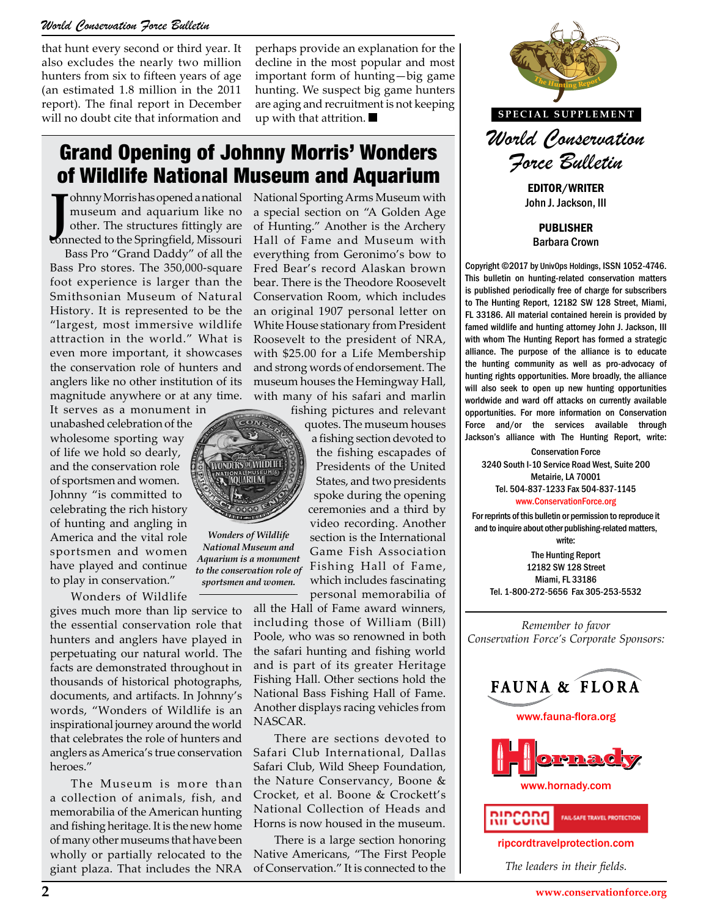that hunt every second or third year. It also excludes the nearly two million hunters from six to fifteen years of age (an estimated 1.8 million in the 2011 report). The final report in December will no doubt cite that information and perhaps provide an explanation for the decline in the most popular and most important form of hunting—big game hunting. We suspect big game hunters are aging and recruitment is not keeping up with that attrition. ■

# Grand Opening of Johnny Morris' Wonders of Wildlife National Museum and Aquarium

Johnny Morris has opened a national museum and aquarium like no other. The structures fittingly are connected to the Springfield, Missouri Bass Pro "Grand Daddy" of all the Bass Pro stores. The 350,000-square foot experience is larger than the Smithsonian Museum of Natural History. It is represented to be the "largest, most immersive wildlife attraction in the world." What is even more important, it showcases the conservation role of hunters and anglers like no other institution of its magnitude anywhere or at any time. It serves as a monument in unabashed celebration of the wholesome sporting way of life we hold so dearly, and the conservation role of sportsmen and women. Johnny "is committed to celebrating the rich history of hunting and angling in America and the vital role sportsmen and women have played and continue to play in conservation."

Wonders of Wildlife gives much more than lip service to the essential conservation role that hunters and anglers have played in perpetuating our natural world. The facts are demonstrated throughout in thousands of historical photographs, documents, and artifacts. In Johnny's words, "Wonders of Wildlife is an inspirational journey around the world that celebrates the role of hunters and anglers as America's true conservation heroes."

The Museum is more than a collection of animals, fish, and memorabilia of the American hunting and fishing heritage. It is the new home of many other museums that have been wholly or partially relocated to the giant plaza. That includes the NRA National Sporting Arms Museum with a special section on "A Golden Age of Hunting." Another is the Archery Hall of Fame and Museum with everything from Geronimo's bow to Fred Bear's record Alaskan brown bear. There is the Theodore Roosevelt Conservation Room, which includes an original 1907 personal letter on White House stationary from President Roosevelt to the president of NRA, with $25.00 for a Life Membership and strong words of endorsement. The museum houses the Hemingway Hall, with many of his safari and marlin fishing pictures and relevant quotes. The museum houses a fishing section devoted to the fishing escapades of Presidents of the United States, and two presidents spoke during the opening ceremonies and a third by video recording. Another section is the International Game Fish Association Fishing Hall of Fame, which includes fascinating personal memorabilia of all the Hall of Fame award winners, including those of William (Bill) Poole, who was so renowned in both the safari hunting and fishing world and is part of its greater Heritage Fishing Hall. Other sections hold the National Bass Fishing Hall of Fame. Another displays racing vehicles from NASCAR.

*Wonders of Wildlife National Museum and Aquarium is a monument to the conservation role of sportsmen and women.*

There are sections devoted to Safari Club International, Dallas Safari Club, Wild Sheep Foundation, the Nature Conservancy, Boone & Crocket, et al. Boone & Crockett's National Collection of Heads and Horns is now housed in the museum.

There is a large section honoring Native Americans, "The First People of Conservation." It is connected to the

---

SPECIAL SUPPLEMENT

*World Conservation Force Bulletin*

**EDITOR/WRITER**
John J. Jackson, III

**PUBLISHER**
Barbara Crown

Copyright ©2017 by UnivOps Holdings, ISSN 1052-4746. This bulletin on hunting-related conservation matters is published periodically free of charge for subscribers to The Hunting Report, 12182 SW 128 Street, Miami, FL 33186. All material contained herein is provided by famed wildlife and hunting attorney John J. Jackson, III with whom The Hunting Report has formed a strategic alliance. The purpose of the alliance is to educate the hunting community as well as pro-advocacy of hunting rights opportunities. More broadly, the alliance will also seek to open up new hunting opportunities worldwide and ward off attacks on currently available opportunities. For more information on Conservation Force and/or the services available through Jackson's alliance with The Hunting Report, write:

Conservation Force
3240 South I-10 Service Road West, Suite 200
Metairie, LA 70001
Tel. 504-837-1233 Fax 504-837-1145
www.ConservationForce.org

For reprints of this bulletin or permission to reproduce it and to inquire about other publishing-related matters, write:

The Hunting Report
12182 SW 128 Street
Miami, FL 33186
Tel. 1-800-272-5656 Fax 305-253-5532

*Remember to favor Conservation Force's Corporate Sponsors:*

FAUNA & FLORA
www.fauna-flora.org

Hornady
www.hornady.com

RIPCORD FAIL-SAFE TRAVEL PROTECTION
ripcordtravelprotection.com

*The leaders in their fields.*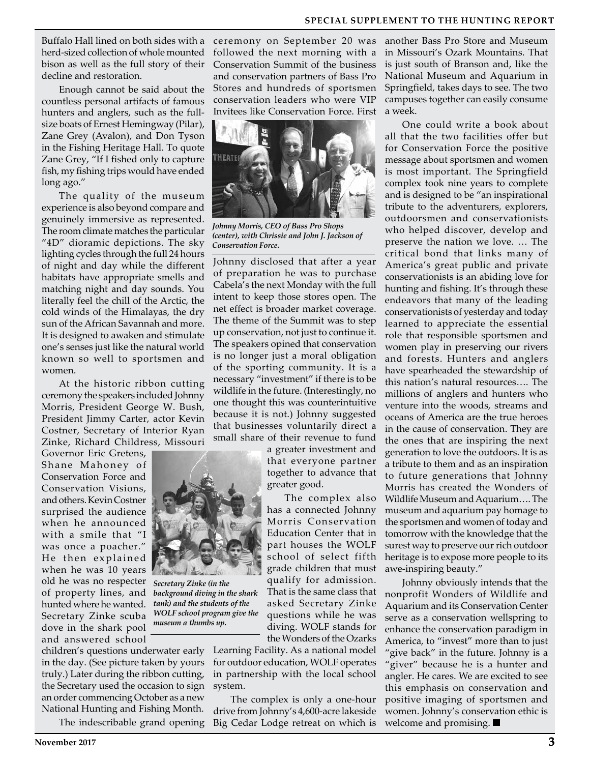Buffalo Hall lined on both sides with a herd-sized collection of whole mounted bison as well as the full story of their decline and restoration.

Enough cannot be said about the countless personal artifacts of famous hunters and anglers, such as the full-size boats of Ernest Hemingway (Pilar), Zane Grey (Avalon), and Don Tyson in the Fishing Heritage Hall. To quote Zane Grey, "If I fished only to capture fish, my fishing trips would have ended long ago."

The quality of the museum experience is also beyond compare and genuinely immersive as represented. The room climate matches the particular "4D" dioramic depictions. The sky lighting cycles through the full 24 hours of night and day while the different habitats have appropriate smells and matching night and day sounds. You literally feel the chill of the Arctic, the cold winds of the Himalayas, the dry sun of the African Savannah and more. It is designed to awaken and stimulate one's senses just like the natural world known so well to sportsmen and women.

At the historic ribbon cutting ceremony the speakers included Johnny Morris, President George W. Bush, President Jimmy Carter, actor Kevin Costner, Secretary of Interior Ryan Zinke, Richard Childress, Missouri Governor Eric Gretens, Shane Mahoney of Conservation Force and Conservation Visions, and others. Kevin Costner surprised the audience when he announced with a smile that "I was once a poacher." He then explained when he was 10 years old he was no respecter of property lines, and hunted where he wanted. Secretary Zinke scuba dove in the shark pool and answered school children's questions underwater early in the day. (See picture taken by yours truly.) Later during the ribbon cutting, the Secretary used the occasion to sign an order commencing October as a new National Hunting and Fishing Month.

*Secretary Zinke (in the background diving in the shark tank) and the students of the WOLF school program give the museum a thumbs up.*

The indescribable grand opening ceremony on September 20 was followed the next morning with a Conservation Summit of the business and conservation partners of Bass Pro Stores and hundreds of sportsmen conservation leaders who were VIP Invitees like Conservation Force. First Johnny disclosed that after a year of preparation he was to purchase Cabela's the next Monday with the full intent to keep those stores open. The net effect is broader market coverage. The theme of the Summit was to step up conservation, not just to continue it. The speakers opined that conservation is no longer just a moral obligation of the sporting community. It is a necessary "investment" if there is to be wildlife in the future. (Interestingly, no one thought this was counterintuitive because it is not.) Johnny suggested that businesses voluntarily direct a small share of their revenue to fund a greater investment and that everyone partner together to advance that greater good.

*Johnny Morris, CEO of Bass Pro Shops (center), with Chrissie and John J. Jackson of Conservation Force.*

The complex also has a connected Johnny Morris Conservation Education Center that in part houses the WOLF school of select fifth grade children that must qualify for admission. That is the same class that asked Secretary Zinke questions while he was diving. WOLF stands for the Wonders of the Ozarks Learning Facility. As a national model for outdoor education, WOLF operates in partnership with the local school system.

The complex is only a one-hour drive from Johnny's 4,600-acre lakeside Big Cedar Lodge retreat on which is another Bass Pro Store and Museum in Missouri's Ozark Mountains. That is just south of Branson and, like the National Museum and Aquarium in Springfield, takes days to see. The two campuses together can easily consume a week.

One could write a book about all that the two facilities offer but for Conservation Force the positive message about sportsmen and women is most important. The Springfield complex took nine years to complete and is designed to be "an inspirational tribute to the adventurers, explorers, outdoorsmen and conservationists who helped discover, develop and preserve the nation we love. … The critical bond that links many of America's great public and private conservationists is an abiding love for hunting and fishing. It's through these endeavors that many of the leading conservationists of yesterday and today learned to appreciate the essential role that responsible sportsmen and women play in preserving our rivers and forests. Hunters and anglers have spearheaded the stewardship of this nation's natural resources…. The millions of anglers and hunters who venture into the woods, streams and oceans of America are the true heroes in the cause of conservation. They are the ones that are inspiring the next generation to love the outdoors. It is as a tribute to them and as an inspiration to future generations that Johnny Morris has created the Wonders of Wildlife Museum and Aquarium…. The museum and aquarium pay homage to the sportsmen and women of today and tomorrow with the knowledge that the surest way to preserve our rich outdoor heritage is to expose more people to its awe-inspiring beauty."

Johnny obviously intends that the nonprofit Wonders of Wildlife and Aquarium and its Conservation Center serve as a conservation wellspring to enhance the conservation paradigm in America, to "invest" more than to just "give back" in the future. Johnny is a "giver" because he is a hunter and angler. He cares. We are excited to see this emphasis on conservation and positive imaging of sportsmen and women. Johnny's conservation ethic is welcome and promising. ■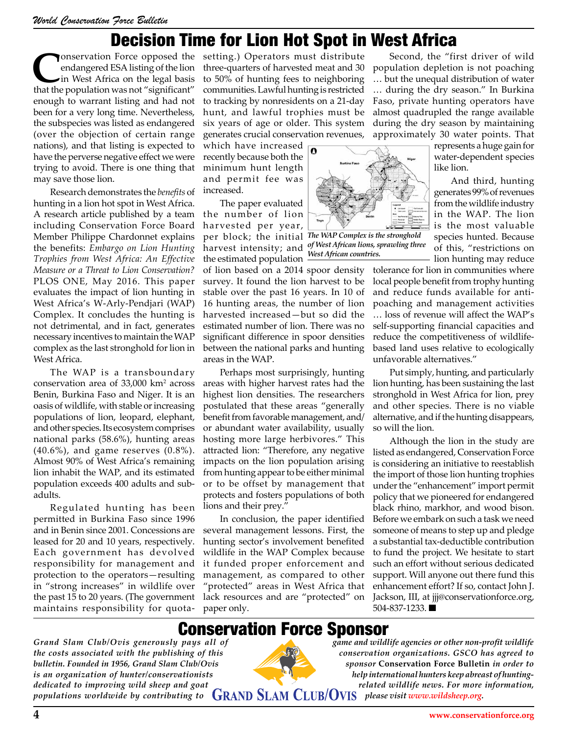# Decision Time for Lion Hot Spot in West Africa

Conservation Force opposed the endangered ESA listing of the lion in West Africa on the legal basis that the population was not "significant" enough to warrant listing and had not been for a very long time. Nevertheless, the subspecies was listed as endangered (over the objection of certain range nations), and that listing is expected to have the perverse negative effect we were trying to avoid. There is one thing that may save those lion.

Research demonstrates the *benefits* of hunting in a lion hot spot in West Africa. A research article published by a team including Conservation Force Board Member Philippe Chardonnet explains the benefits: *Embargo on Lion Hunting Trophies from West Africa: An Effective Measure or a Threat to Lion Conservation?* PLOS ONE, May 2016. This paper evaluates the impact of lion hunting in West Africa's W-Arly-Pendjari (WAP) Complex. It concludes the hunting is not detrimental, and in fact, generates necessary incentives to maintain the WAP complex as the last stronghold for lion in West Africa.

The WAP is a transboundary conservation area of 33,000 km$^2$ across Benin, Burkina Faso and Niger. It is an oasis of wildlife, with stable or increasing populations of lion, leopard, elephant, and other species. Its ecosystem comprises national parks (58.6%), hunting areas (40.6%), and game reserves (0.8%). Almost 90% of West Africa's remaining lion inhabit the WAP, and its estimated population exceeds 400 adults and sub-adults.

Regulated hunting has been permitted in Burkina Faso since 1996 and in Benin since 2001. Concessions are leased for 20 and 10 years, respectively. Each government has devolved responsibility for management and protection to the operators—resulting in "strong increases" in wildlife over the past 15 to 20 years. (The government maintains responsibility for quota-setting.) Operators must distribute three-quarters of harvested meat and 30 to 50% of hunting fees to neighboring communities. Lawful hunting is restricted to tracking by nonresidents on a 21-day hunt, and lawful trophies must be six years of age or older. This system generates crucial conservation revenues, which have increased recently because both the minimum hunt length and permit fee was increased.

*The WAP Complex is the stronghold of West African lions, sprawling three West African countries.*

The paper evaluated the number of lion harvested per year, per block; the initial harvest intensity; and the estimated population of lion based on a 2014 spoor density survey. It found the lion harvest to be stable over the past 16 years. In 10 of 16 hunting areas, the number of lion harvested increased—but so did the estimated number of lion. There was no significant difference in spoor densities between the national parks and hunting areas in the WAP.

Perhaps most surprisingly, hunting areas with higher harvest rates had the highest lion densities. The researchers postulated that these areas "generally benefit from favorable management, and/or abundant water availability, usually hosting more large herbivores." This attracted lion: "Therefore, any negative impacts on the lion population arising from hunting appear to be either minimal or to be offset by management that protects and fosters populations of both lions and their prey."

In conclusion, the paper identified several management lessons. First, the hunting sector's involvement benefited wildlife in the WAP Complex because it funded proper enforcement and management, as compared to other "protected" areas in West Africa that lack resources and are "protected" on paper only.

Second, the "first driver of wild population depletion is not poaching … but the unequal distribution of water … during the dry season." In Burkina Faso, private hunting operators have almost quadrupled the range available during the dry season by maintaining approximately 30 water points. That represents a huge gain for water-dependent species like lion.

And third, hunting generates 99% of revenues from the wildlife industry in the WAP. The lion is the most valuable species hunted. Because of this, "restrictions on lion hunting may reduce tolerance for lion in communities where local people benefit from trophy hunting and reduce funds available for anti-poaching and management activities … loss of revenue will affect the WAP's self-supporting financial capacities and reduce the competitiveness of wildlife-based land uses relative to ecologically unfavorable alternatives."

Put simply, hunting, and particularly lion hunting, has been sustaining the last stronghold in West Africa for lion, prey and other species. There is no viable alternative, and if the hunting disappears, so will the lion.

Although the lion in the study are listed as endangered, Conservation Force is considering an initiative to reestablish the import of those lion hunting trophies under the "enhancement" import permit policy that we pioneered for endangered black rhino, markhor, and wood bison. Before we embark on such a task we need someone of means to step up and pledge a substantial tax-deductible contribution to fund the project. We hesitate to start such an effort without serious dedicated support. Will anyone out there fund this enhancement effort? If so, contact John J. Jackson, III, at jjj@conservationforce.org, 504-837-1233. ■

## Conservation Force Sponsor

*Grand Slam Club/Ovis generously pays all of the costs associated with the publishing of this bulletin. Founded in 1956, Grand Slam Club/Ovis is an organization of hunter/conservationists dedicated to improving wild sheep and goat populations worldwide by contributing to game and wildlife agencies or other non-profit wildlife conservation organizations. GSCO has agreed to sponsor* **Conservation Force Bulletin** *in order to help international hunters keep abreast of hunting-related wildlife news. For more information, please visit www.wildsheep.org.*

GRAND SLAM CLUB/OVIS